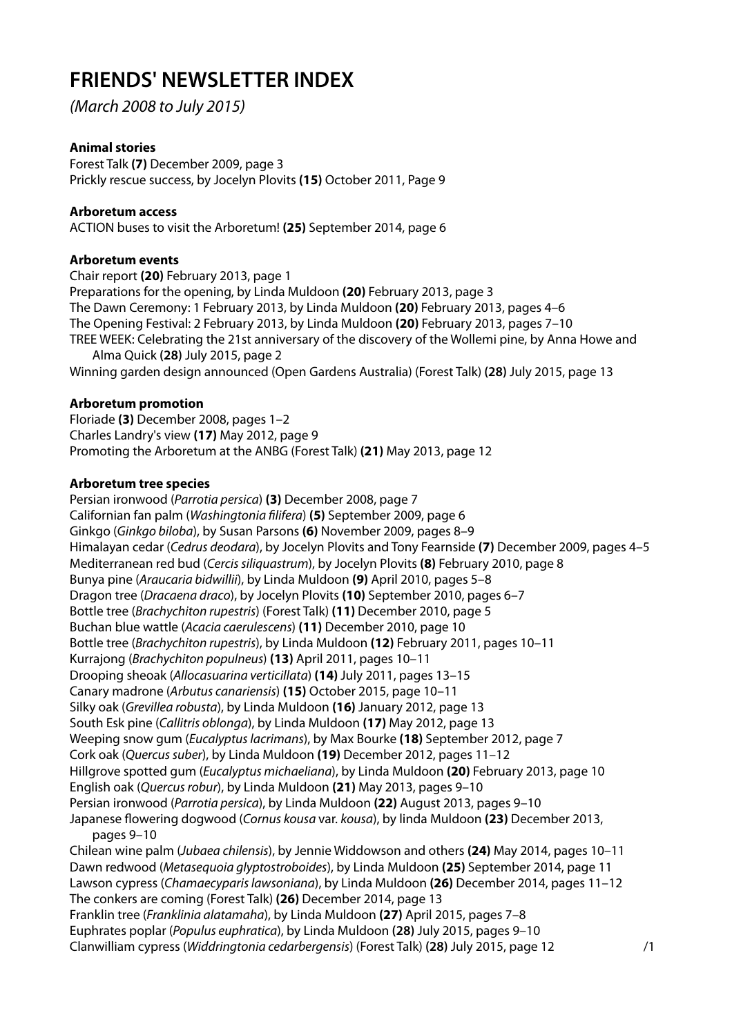# FRIENDS' NEWSLETTER INDEX

*(March 2008 to July 2015)*

**Animal stories**

Forest Talk **(7)** December 2009, page 3
Prickly rescue success, by Jocelyn Plovits **(15)** October 2011, Page 9

**Arboretum access**

ACTION buses to visit the Arboretum! **(25)** September 2014, page 6

**Arboretum events**

Chair report **(20)** February 2013, page 1
Preparations for the opening, by Linda Muldoon **(20)** February 2013, page 3
The Dawn Ceremony: 1 February 2013, by Linda Muldoon **(20)** February 2013, pages 4–6
The Opening Festival: 2 February 2013, by Linda Muldoon **(20)** February 2013, pages 7–10
TREE WEEK: Celebrating the 21st anniversary of the discovery of the Wollemi pine, by Anna Howe and Alma Quick **(28)** July 2015, page 2
Winning garden design announced (Open Gardens Australia) (Forest Talk) **(28)** July 2015, page 13

**Arboretum promotion**

Floriade **(3)** December 2008, pages 1–2
Charles Landry's view **(17)** May 2012, page 9
Promoting the Arboretum at the ANBG (Forest Talk) **(21)** May 2013, page 12

**Arboretum tree species**

Persian ironwood (*Parrotia persica*) **(3)** December 2008, page 7
Californian fan palm (*Washingtonia filifera*) **(5)** September 2009, page 6
Ginkgo (*Ginkgo biloba*), by Susan Parsons **(6)** November 2009, pages 8–9
Himalayan cedar (*Cedrus deodara*), by Jocelyn Plovits and Tony Fearnside **(7)** December 2009, pages 4–5
Mediterranean red bud (*Cercis siliquastrum*), by Jocelyn Plovits **(8)** February 2010, page 8
Bunya pine (*Araucaria bidwillii*), by Linda Muldoon **(9)** April 2010, pages 5–8
Dragon tree (*Dracaena draco*), by Jocelyn Plovits **(10)** September 2010, pages 6–7
Bottle tree (*Brachychiton rupestris*) (Forest Talk) **(11)** December 2010, page 5
Buchan blue wattle (*Acacia caerulescens*) **(11)** December 2010, page 10
Bottle tree (*Brachychiton rupestris*), by Linda Muldoon **(12)** February 2011, pages 10–11
Kurrajong (*Brachychiton populneus*) **(13)** April 2011, pages 10–11
Drooping sheoak (*Allocasuarina verticillata*) **(14)** July 2011, pages 13–15
Canary madrone (*Arbutus canariensis*) **(15)** October 2015, page 10–11
Silky oak (*Grevillea robusta*), by Linda Muldoon **(16)** January 2012, page 13
South Esk pine (*Callitris oblonga*), by Linda Muldoon **(17)** May 2012, page 13
Weeping snow gum (*Eucalyptus lacrimans*), by Max Bourke **(18)** September 2012, page 7
Cork oak (*Quercus suber*), by Linda Muldoon **(19)** December 2012, pages 11–12
Hillgrove spotted gum (*Eucalyptus michaeliana*), by Linda Muldoon **(20)** February 2013, page 10
English oak (*Quercus robur*), by Linda Muldoon **(21)** May 2013, pages 9–10
Persian ironwood (*Parrotia persica*), by Linda Muldoon **(22)** August 2013, pages 9–10
Japanese flowering dogwood (*Cornus kousa* var. *kousa*), by linda Muldoon **(23)** December 2013, pages 9–10
Chilean wine palm (*Jubaea chilensis*), by Jennie Widdowson and others **(24)** May 2014, pages 10–11
Dawn redwood (*Metasequoia glyptostroboides*), by Linda Muldoon **(25)** September 2014, page 11
Lawson cypress (*Chamaecyparis lawsoniana*), by Linda Muldoon **(26)** December 2014, pages 11–12
The conkers are coming (Forest Talk) **(26)** December 2014, page 13
Franklin tree (*Franklinia alatamaha*), by Linda Muldoon **(27)** April 2015, pages 7–8
Euphrates poplar (*Populus euphratica*), by Linda Muldoon **(28)** July 2015, pages 9–10
Clanwilliam cypress (*Widdringtonia cedarbergensis*) (Forest Talk) **(28)** July 2015, page 12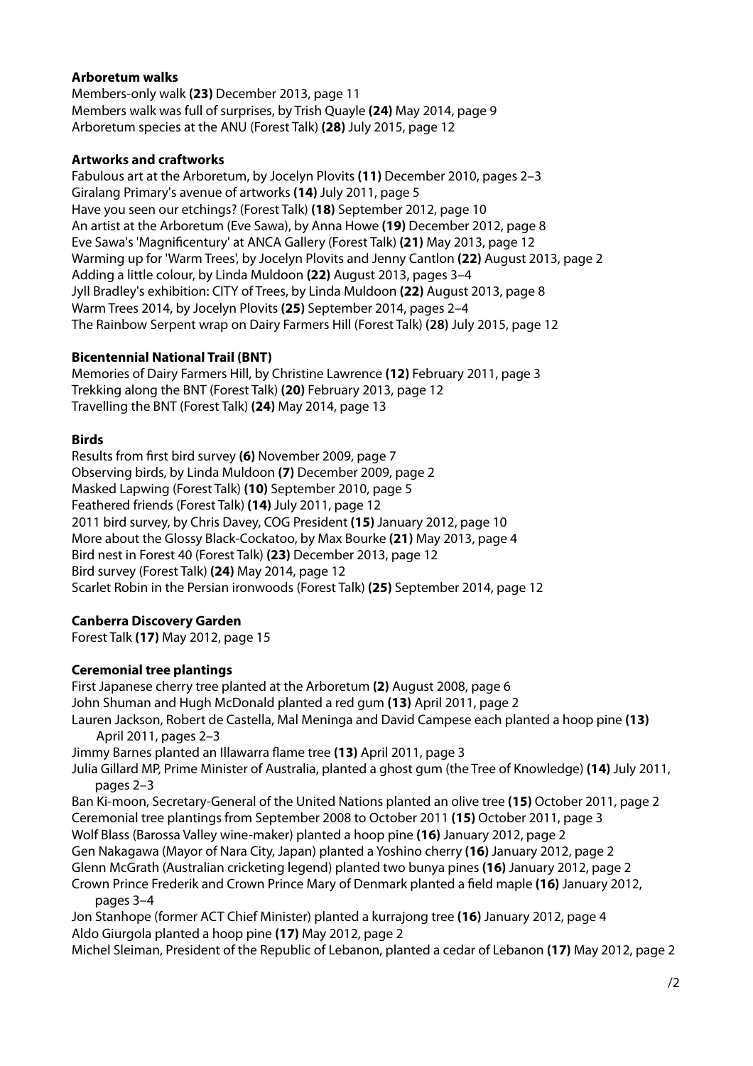**Arboretum walks**

Members-only walk **(23)** December 2013, page 11
Members walk was full of surprises, by Trish Quayle **(24)** May 2014, page 9
Arboretum species at the ANU (Forest Talk) **(28)** July 2015, page 12

**Artworks and craftworks**

Fabulous art at the Arboretum, by Jocelyn Plovits **(11)** December 2010, pages 2–3
Giralang Primary's avenue of artworks **(14)** July 2011, page 5
Have you seen our etchings? (Forest Talk) **(18)** September 2012, page 10
An artist at the Arboretum (Eve Sawa), by Anna Howe **(19)** December 2012, page 8
Eve Sawa's 'Magnificentury' at ANCA Gallery (Forest Talk) **(21)** May 2013, page 12
Warming up for 'Warm Trees', by Jocelyn Plovits and Jenny Cantlon **(22)** August 2013, page 2
Adding a little colour, by Linda Muldoon **(22)** August 2013, pages 3–4
Jyll Bradley's exhibition: CITY of Trees, by Linda Muldoon **(22)** August 2013, page 8
Warm Trees 2014, by Jocelyn Plovits **(25)** September 2014, pages 2–4
The Rainbow Serpent wrap on Dairy Farmers Hill (Forest Talk) **(28)** July 2015, page 12

**Bicentennial National Trail (BNT)**

Memories of Dairy Farmers Hill, by Christine Lawrence **(12)** February 2011, page 3
Trekking along the BNT (Forest Talk) **(20)** February 2013, page 12
Travelling the BNT (Forest Talk) **(24)** May 2014, page 13

**Birds**

Results from first bird survey **(6)** November 2009, page 7
Observing birds, by Linda Muldoon **(7)** December 2009, page 2
Masked Lapwing (Forest Talk) **(10)** September 2010, page 5
Feathered friends (Forest Talk) **(14)** July 2011, page 12
2011 bird survey, by Chris Davey, COG President **(15)** January 2012, page 10
More about the Glossy Black-Cockatoo, by Max Bourke **(21)** May 2013, page 4
Bird nest in Forest 40 (Forest Talk) **(23)** December 2013, page 12
Bird survey (Forest Talk) **(24)** May 2014, page 12
Scarlet Robin in the Persian ironwoods (Forest Talk) **(25)** September 2014, page 12

**Canberra Discovery Garden**

Forest Talk **(17)** May 2012, page 15

**Ceremonial tree plantings**

First Japanese cherry tree planted at the Arboretum **(2)** August 2008, page 6
John Shuman and Hugh McDonald planted a red gum **(13)** April 2011, page 2
Lauren Jackson, Robert de Castella, Mal Meninga and David Campese each planted a hoop pine **(13)** April 2011, pages 2–3
Jimmy Barnes planted an Illawarra flame tree **(13)** April 2011, page 3
Julia Gillard MP, Prime Minister of Australia, planted a ghost gum (the Tree of Knowledge) **(14)** July 2011, pages 2–3
Ban Ki-moon, Secretary-General of the United Nations planted an olive tree **(15)** October 2011, page 2
Ceremonial tree plantings from September 2008 to October 2011 **(15)** October 2011, page 3
Wolf Blass (Barossa Valley wine-maker) planted a hoop pine **(16)** January 2012, page 2
Gen Nakagawa (Mayor of Nara City, Japan) planted a Yoshino cherry **(16)** January 2012, page 2
Glenn McGrath (Australian cricketing legend) planted two bunya pines **(16)** January 2012, page 2
Crown Prince Frederik and Crown Prince Mary of Denmark planted a field maple **(16)** January 2012, pages 3–4
Jon Stanhope (former ACT Chief Minister) planted a kurrajong tree **(16)** January 2012, page 4
Aldo Giurgola planted a hoop pine **(17)** May 2012, page 2
Michel Sleiman, President of the Republic of Lebanon, planted a cedar of Lebanon **(17)** May 2012, page 2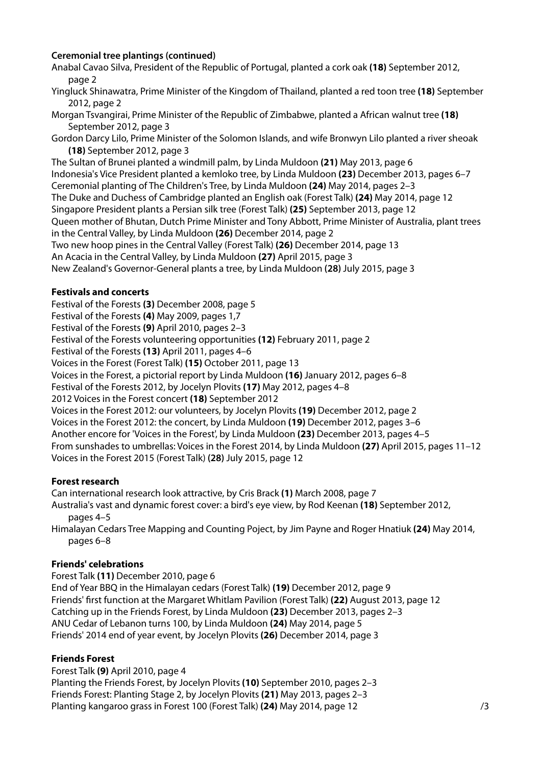**Ceremonial tree plantings (continued)**

Anabal Cavao Silva, President of the Republic of Portugal, planted a cork oak **(18)** September 2012, page 2

Yingluck Shinawatra, Prime Minister of the Kingdom of Thailand, planted a red toon tree **(18)** September 2012, page 2

Morgan Tsvangirai, Prime Minister of the Republic of Zimbabwe, planted a African walnut tree **(18)** September 2012, page 3

Gordon Darcy Lilo, Prime Minister of the Solomon Islands, and wife Bronwyn Lilo planted a river sheoak **(18)** September 2012, page 3

The Sultan of Brunei planted a windmill palm, by Linda Muldoon **(21)** May 2013, page 6

Indonesia's Vice President planted a kemloko tree, by Linda Muldoon **(23)** December 2013, pages 6–7

Ceremonial planting of The Children's Tree, by Linda Muldoon **(24)** May 2014, pages 2–3

The Duke and Duchess of Cambridge planted an English oak (Forest Talk) **(24)** May 2014, page 12

Singapore President plants a Persian silk tree (Forest Talk) **(25)** September 2013, page 12

Queen mother of Bhutan, Dutch Prime Minister and Tony Abbott, Prime Minister of Australia, plant trees in the Central Valley, by Linda Muldoon **(26)** December 2014, page 2

Two new hoop pines in the Central Valley (Forest Talk) **(26)** December 2014, page 13

An Acacia in the Central Valley, by Linda Muldoon **(27)** April 2015, page 3

New Zealand's Governor-General plants a tree, by Linda Muldoon **(28)** July 2015, page 3

**Festivals and concerts**

Festival of the Forests **(3)** December 2008, page 5

Festival of the Forests **(4)** May 2009, pages 1,7

Festival of the Forests **(9)** April 2010, pages 2–3

Festival of the Forests volunteering opportunities **(12)** February 2011, page 2

Festival of the Forests **(13)** April 2011, pages 4–6

Voices in the Forest (Forest Talk) **(15)** October 2011, page 13

Voices in the Forest, a pictorial report by Linda Muldoon **(16)** January 2012, pages 6–8

Festival of the Forests 2012, by Jocelyn Plovits **(17)** May 2012, pages 4–8

2012 Voices in the Forest concert **(18)** September 2012

Voices in the Forest 2012: our volunteers, by Jocelyn Plovits **(19)** December 2012, page 2

Voices in the Forest 2012: the concert, by Linda Muldoon **(19)** December 2012, pages 3–6

Another encore for 'Voices in the Forest', by Linda Muldoon **(23)** December 2013, pages 4–5

From sunshades to umbrellas: Voices in the Forest 2014, by Linda Muldoon **(27)** April 2015, pages 11–12

Voices in the Forest 2015 (Forest Talk) **(28)** July 2015, page 12

**Forest research**

Can international research look attractive, by Cris Brack **(1)** March 2008, page 7

Australia's vast and dynamic forest cover: a bird's eye view, by Rod Keenan **(18)** September 2012, pages 4–5

Himalayan Cedars Tree Mapping and Counting Poject, by Jim Payne and Roger Hnatiuk **(24)** May 2014, pages 6–8

**Friends' celebrations**

Forest Talk **(11)** December 2010, page 6

End of Year BBQ in the Himalayan cedars (Forest Talk) **(19)** December 2012, page 9

Friends' first function at the Margaret Whitlam Pavilion (Forest Talk) **(22)** August 2013, page 12

Catching up in the Friends Forest, by Linda Muldoon **(23)** December 2013, pages 2–3

ANU Cedar of Lebanon turns 100, by Linda Muldoon **(24)** May 2014, page 5

Friends' 2014 end of year event, by Jocelyn Plovits **(26)** December 2014, page 3

**Friends Forest**

Forest Talk **(9)** April 2010, page 4

Planting the Friends Forest, by Jocelyn Plovits **(10)** September 2010, pages 2–3

Friends Forest: Planting Stage 2, by Jocelyn Plovits **(21)** May 2013, pages 2–3

Planting kangaroo grass in Forest 100 (Forest Talk) **(24)** May 2014, page 12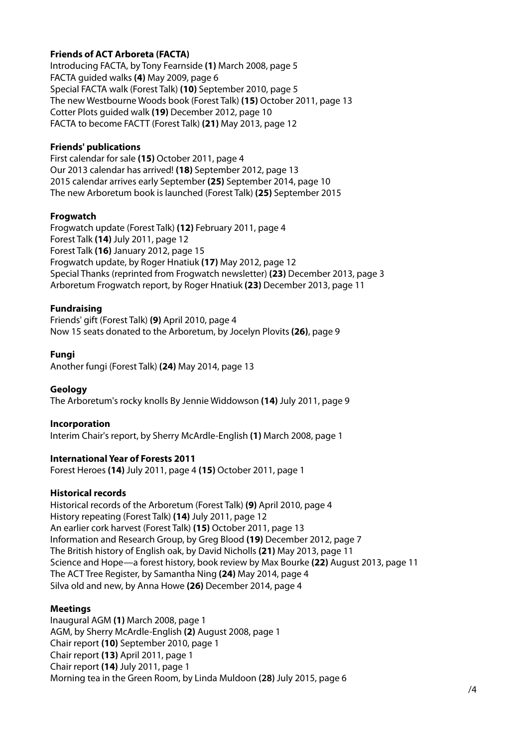**Friends of ACT Arboreta (FACTA)**

Introducing FACTA, by Tony Fearnside **(1)** March 2008, page 5
FACTA guided walks **(4)** May 2009, page 6
Special FACTA walk (Forest Talk) **(10)** September 2010, page 5
The new Westbourne Woods book (Forest Talk) **(15)** October 2011, page 13
Cotter Plots guided walk **(19)** December 2012, page 10
FACTA to become FACTT (Forest Talk) **(21)** May 2013, page 12

**Friends' publications**

First calendar for sale **(15)** October 2011, page 4
Our 2013 calendar has arrived! **(18)** September 2012, page 13
2015 calendar arrives early September **(25)** September 2014, page 10
The new Arboretum book is launched (Forest Talk) **(25)** September 2015

**Frogwatch**

Frogwatch update (Forest Talk) **(12)** February 2011, page 4
Forest Talk **(14)** July 2011, page 12
Forest Talk **(16)** January 2012, page 15
Frogwatch update, by Roger Hnatiuk **(17)** May 2012, page 12
Special Thanks (reprinted from Frogwatch newsletter) **(23)** December 2013, page 3
Arboretum Frogwatch report, by Roger Hnatiuk **(23)** December 2013, page 11

**Fundraising**

Friends' gift (Forest Talk) **(9)** April 2010, page 4
Now 15 seats donated to the Arboretum, by Jocelyn Plovits **(26)**, page 9

**Fungi**

Another fungi (Forest Talk) **(24)** May 2014, page 13

**Geology**

The Arboretum's rocky knolls By Jennie Widdowson **(14)** July 2011, page 9

**Incorporation**

Interim Chair's report, by Sherry McArdle-English **(1)** March 2008, page 1

**International Year of Forests 2011**

Forest Heroes **(14)** July 2011, page 4 **(15)** October 2011, page 1

**Historical records**

Historical records of the Arboretum (Forest Talk) **(9)** April 2010, page 4
History repeating (Forest Talk) **(14)** July 2011, page 12
An earlier cork harvest (Forest Talk) **(15)** October 2011, page 13
Information and Research Group, by Greg Blood **(19)** December 2012, page 7
The British history of English oak, by David Nicholls **(21)** May 2013, page 11
Science and Hope—a forest history, book review by Max Bourke **(22)** August 2013, page 11
The ACT Tree Register, by Samantha Ning **(24)** May 2014, page 4
Silva old and new, by Anna Howe **(26)** December 2014, page 4

**Meetings**

Inaugural AGM **(1)** March 2008, page 1
AGM, by Sherry McArdle-English **(2)** August 2008, page 1
Chair report **(10)** September 2010, page 1
Chair report **(13)** April 2011, page 1
Chair report **(14)** July 2011, page 1
Morning tea in the Green Room, by Linda Muldoon **(28)** July 2015, page 6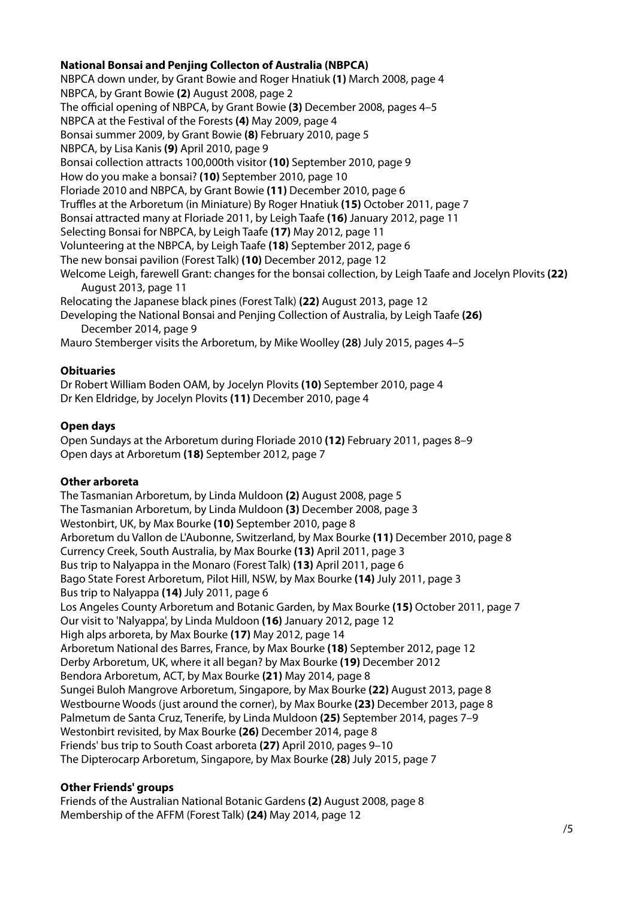### National Bonsai and Penjing Collecton of Australia (NBPCA)

NBPCA down under, by Grant Bowie and Roger Hnatiuk **(1)** March 2008, page 4
NBPCA, by Grant Bowie **(2)** August 2008, page 2
The official opening of NBPCA, by Grant Bowie **(3)** December 2008, pages 4–5
NBPCA at the Festival of the Forests **(4)** May 2009, page 4
Bonsai summer 2009, by Grant Bowie **(8)** February 2010, page 5
NBPCA, by Lisa Kanis **(9)** April 2010, page 9
Bonsai collection attracts 100,000th visitor **(10)** September 2010, page 9
How do you make a bonsai? **(10)** September 2010, page 10
Floriade 2010 and NBPCA, by Grant Bowie **(11)** December 2010, page 6
Truffles at the Arboretum (in Miniature) By Roger Hnatiuk **(15)** October 2011, page 7
Bonsai attracted many at Floriade 2011, by Leigh Taafe **(16)** January 2012, page 11
Selecting Bonsai for NBPCA, by Leigh Taafe **(17)** May 2012, page 11
Volunteering at the NBPCA, by Leigh Taafe **(18)** September 2012, page 6
The new bonsai pavilion (Forest Talk) **(10)** December 2012, page 12
Welcome Leigh, farewell Grant: changes for the bonsai collection, by Leigh Taafe and Jocelyn Plovits **(22)** August 2013, page 11
Relocating the Japanese black pines (Forest Talk) **(22)** August 2013, page 12
Developing the National Bonsai and Penjing Collection of Australia, by Leigh Taafe **(26)** December 2014, page 9
Mauro Stemberger visits the Arboretum, by Mike Woolley **(28)** July 2015, pages 4–5

### Obituaries

Dr Robert William Boden OAM, by Jocelyn Plovits **(10)** September 2010, page 4
Dr Ken Eldridge, by Jocelyn Plovits **(11)** December 2010, page 4

### Open days

Open Sundays at the Arboretum during Floriade 2010 **(12)** February 2011, pages 8–9
Open days at Arboretum **(18)** September 2012, page 7

### Other arboreta

The Tasmanian Arboretum, by Linda Muldoon **(2)** August 2008, page 5
The Tasmanian Arboretum, by Linda Muldoon **(3)** December 2008, page 3
Westonbirt, UK, by Max Bourke **(10)** September 2010, page 8
Arboretum du Vallon de L'Aubonne, Switzerland, by Max Bourke **(11)** December 2010, page 8
Currency Creek, South Australia, by Max Bourke **(13)** April 2011, page 3
Bus trip to Nalyappa in the Monaro (Forest Talk) **(13)** April 2011, page 6
Bago State Forest Arboretum, Pilot Hill, NSW, by Max Bourke **(14)** July 2011, page 3
Bus trip to Nalyappa **(14)** July 2011, page 6
Los Angeles County Arboretum and Botanic Garden, by Max Bourke **(15)** October 2011, page 7
Our visit to 'Nalyappa', by Linda Muldoon **(16)** January 2012, page 12
High alps arboreta, by Max Bourke **(17)** May 2012, page 14
Arboretum National des Barres, France, by Max Bourke **(18)** September 2012, page 12
Derby Arboretum, UK, where it all began? by Max Bourke **(19)** December 2012
Bendora Arboretum, ACT, by Max Bourke **(21)** May 2014, page 8
Sungei Buloh Mangrove Arboretum, Singapore, by Max Bourke **(22)** August 2013, page 8
Westbourne Woods (just around the corner), by Max Bourke **(23)** December 2013, page 8
Palmetum de Santa Cruz, Tenerife, by Linda Muldoon **(25)** September 2014, pages 7–9
Westonbirt revisited, by Max Bourke **(26)** December 2014, page 8
Friends' bus trip to South Coast arboreta **(27)** April 2010, pages 9–10
The Dipterocarp Arboretum, Singapore, by Max Bourke **(28)** July 2015, page 7

### Other Friends' groups

Friends of the Australian National Botanic Gardens **(2)** August 2008, page 8
Membership of the AFFM (Forest Talk) **(24)** May 2014, page 12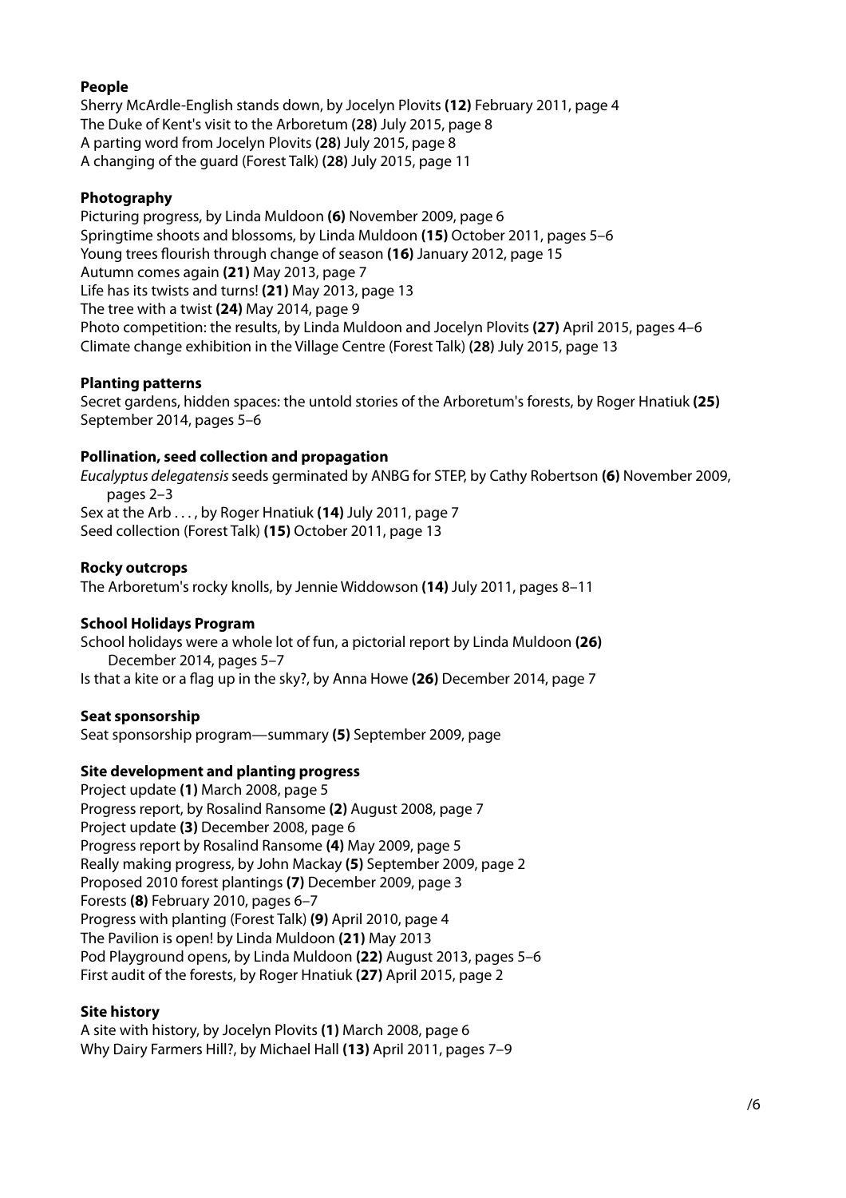**People**

Sherry McArdle-English stands down, by Jocelyn Plovits **(12)** February 2011, page 4
The Duke of Kent's visit to the Arboretum **(28)** July 2015, page 8
A parting word from Jocelyn Plovits **(28)** July 2015, page 8
A changing of the guard (Forest Talk) **(28)** July 2015, page 11

**Photography**

Picturing progress, by Linda Muldoon **(6)** November 2009, page 6
Springtime shoots and blossoms, by Linda Muldoon **(15)** October 2011, pages 5–6
Young trees flourish through change of season **(16)** January 2012, page 15
Autumn comes again **(21)** May 2013, page 7
Life has its twists and turns! **(21)** May 2013, page 13
The tree with a twist **(24)** May 2014, page 9
Photo competition: the results, by Linda Muldoon and Jocelyn Plovits **(27)** April 2015, pages 4–6
Climate change exhibition in the Village Centre (Forest Talk) **(28)** July 2015, page 13

**Planting patterns**

Secret gardens, hidden spaces: the untold stories of the Arboretum's forests, by Roger Hnatiuk **(25)** September 2014, pages 5–6

**Pollination, seed collection and propagation**

*Eucalyptus delegatensis* seeds germinated by ANBG for STEP, by Cathy Robertson **(6)** November 2009, pages 2–3
Sex at the Arb . . . , by Roger Hnatiuk **(14)** July 2011, page 7
Seed collection (Forest Talk) **(15)** October 2011, page 13

**Rocky outcrops**

The Arboretum's rocky knolls, by Jennie Widdowson **(14)** July 2011, pages 8–11

**School Holidays Program**

School holidays were a whole lot of fun, a pictorial report by Linda Muldoon **(26)** December 2014, pages 5–7
Is that a kite or a flag up in the sky?, by Anna Howe **(26)** December 2014, page 7

**Seat sponsorship**

Seat sponsorship program—summary **(5)** September 2009, page

**Site development and planting progress**

Project update **(1)** March 2008, page 5
Progress report, by Rosalind Ransome **(2)** August 2008, page 7
Project update **(3)** December 2008, page 6
Progress report by Rosalind Ransome **(4)** May 2009, page 5
Really making progress, by John Mackay **(5)** September 2009, page 2
Proposed 2010 forest plantings **(7)** December 2009, page 3
Forests **(8)** February 2010, pages 6–7
Progress with planting (Forest Talk) **(9)** April 2010, page 4
The Pavilion is open! by Linda Muldoon **(21)** May 2013
Pod Playground opens, by Linda Muldoon **(22)** August 2013, pages 5–6
First audit of the forests, by Roger Hnatiuk **(27)** April 2015, page 2

**Site history**

A site with history, by Jocelyn Plovits **(1)** March 2008, page 6
Why Dairy Farmers Hill?, by Michael Hall **(13)** April 2011, pages 7–9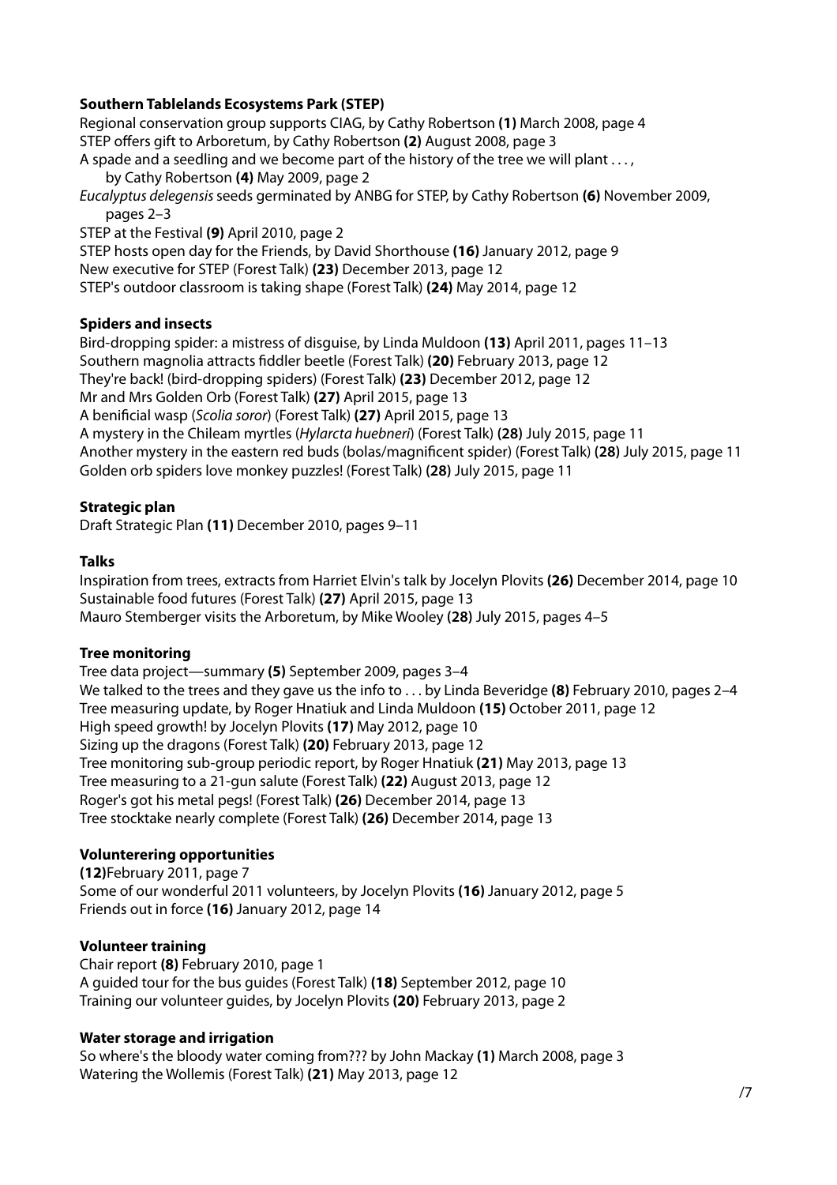**Southern Tablelands Ecosystems Park (STEP)**

Regional conservation group supports CIAG, by Cathy Robertson **(1)** March 2008, page 4
STEP offers gift to Arboretum, by Cathy Robertson **(2)** August 2008, page 3
A spade and a seedling and we become part of the history of the tree we will plant . . . , by Cathy Robertson **(4)** May 2009, page 2
*Eucalyptus delegensis* seeds germinated by ANBG for STEP, by Cathy Robertson **(6)** November 2009, pages 2–3
STEP at the Festival **(9)** April 2010, page 2
STEP hosts open day for the Friends, by David Shorthouse **(16)** January 2012, page 9
New executive for STEP (Forest Talk) **(23)** December 2013, page 12
STEP's outdoor classroom is taking shape (Forest Talk) **(24)** May 2014, page 12

**Spiders and insects**

Bird-dropping spider: a mistress of disguise, by Linda Muldoon **(13)** April 2011, pages 11–13
Southern magnolia attracts fiddler beetle (Forest Talk) **(20)** February 2013, page 12
They're back! (bird-dropping spiders) (Forest Talk) **(23)** December 2012, page 12
Mr and Mrs Golden Orb (Forest Talk) **(27)** April 2015, page 13
A benificial wasp (*Scolia soror*) (Forest Talk) **(27)** April 2015, page 13
A mystery in the Chileam myrtles (*Hylarcta huebneri*) (Forest Talk) **(28)** July 2015, page 11
Another mystery in the eastern red buds (bolas/magnificent spider) (Forest Talk) **(28)** July 2015, page 11
Golden orb spiders love monkey puzzles! (Forest Talk) **(28)** July 2015, page 11

**Strategic plan**

Draft Strategic Plan **(11)** December 2010, pages 9–11

**Talks**

Inspiration from trees, extracts from Harriet Elvin's talk by Jocelyn Plovits **(26)** December 2014, page 10
Sustainable food futures (Forest Talk) **(27)** April 2015, page 13
Mauro Stemberger visits the Arboretum, by Mike Wooley **(28)** July 2015, pages 4–5

**Tree monitoring**

Tree data project—summary **(5)** September 2009, pages 3–4
We talked to the trees and they gave us the info to . . . by Linda Beveridge **(8)** February 2010, pages 2–4
Tree measuring update, by Roger Hnatiuk and Linda Muldoon **(15)** October 2011, page 12
High speed growth! by Jocelyn Plovits **(17)** May 2012, page 10
Sizing up the dragons (Forest Talk) **(20)** February 2013, page 12
Tree monitoring sub-group periodic report, by Roger Hnatiuk **(21)** May 2013, page 13
Tree measuring to a 21-gun salute (Forest Talk) **(22)** August 2013, page 12
Roger's got his metal pegs! (Forest Talk) **(26)** December 2014, page 13
Tree stocktake nearly complete (Forest Talk) **(26)** December 2014, page 13

**Volunterering opportunities**

**(12)**February 2011, page 7
Some of our wonderful 2011 volunteers, by Jocelyn Plovits **(16)** January 2012, page 5
Friends out in force **(16)** January 2012, page 14

**Volunteer training**

Chair report **(8)** February 2010, page 1
A guided tour for the bus guides (Forest Talk) **(18)** September 2012, page 10
Training our volunteer guides, by Jocelyn Plovits **(20)** February 2013, page 2

**Water storage and irrigation**

So where's the bloody water coming from??? by John Mackay **(1)** March 2008, page 3
Watering the Wollemis (Forest Talk) **(21)** May 2013, page 12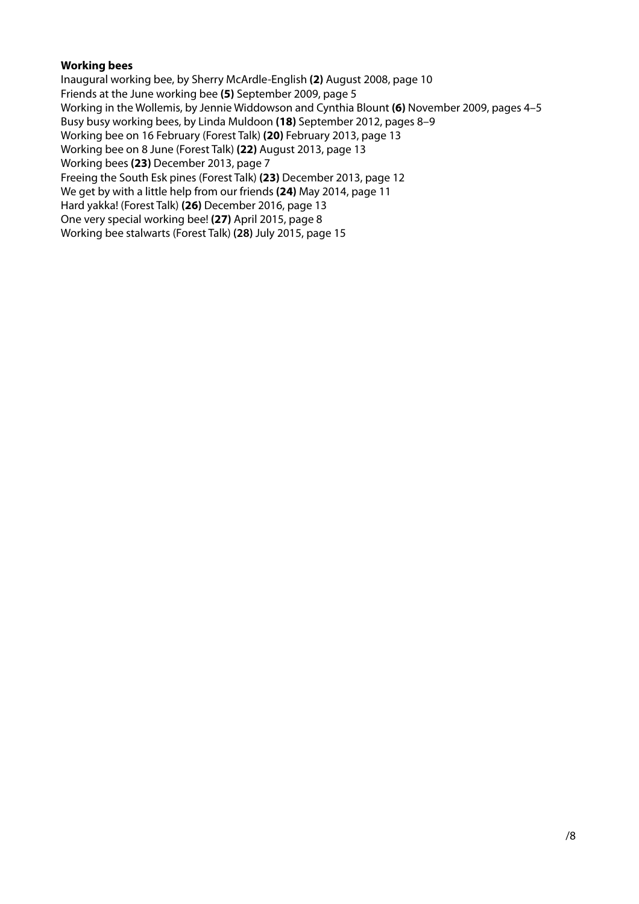**Working bees**

Inaugural working bee, by Sherry McArdle-English **(2)** August 2008, page 10
Friends at the June working bee **(5)** September 2009, page 5
Working in the Wollemis, by Jennie Widdowson and Cynthia Blount **(6)** November 2009, pages 4–5
Busy busy working bees, by Linda Muldoon **(18)** September 2012, pages 8–9
Working bee on 16 February (Forest Talk) **(20)** February 2013, page 13
Working bee on 8 June (Forest Talk) **(22)** August 2013, page 13
Working bees **(23)** December 2013, page 7
Freeing the South Esk pines (Forest Talk) **(23)** December 2013, page 12
We get by with a little help from our friends **(24)** May 2014, page 11
Hard yakka! (Forest Talk) **(26)** December 2016, page 13
One very special working bee! **(27)** April 2015, page 8
Working bee stalwarts (Forest Talk) **(28)** July 2015, page 15